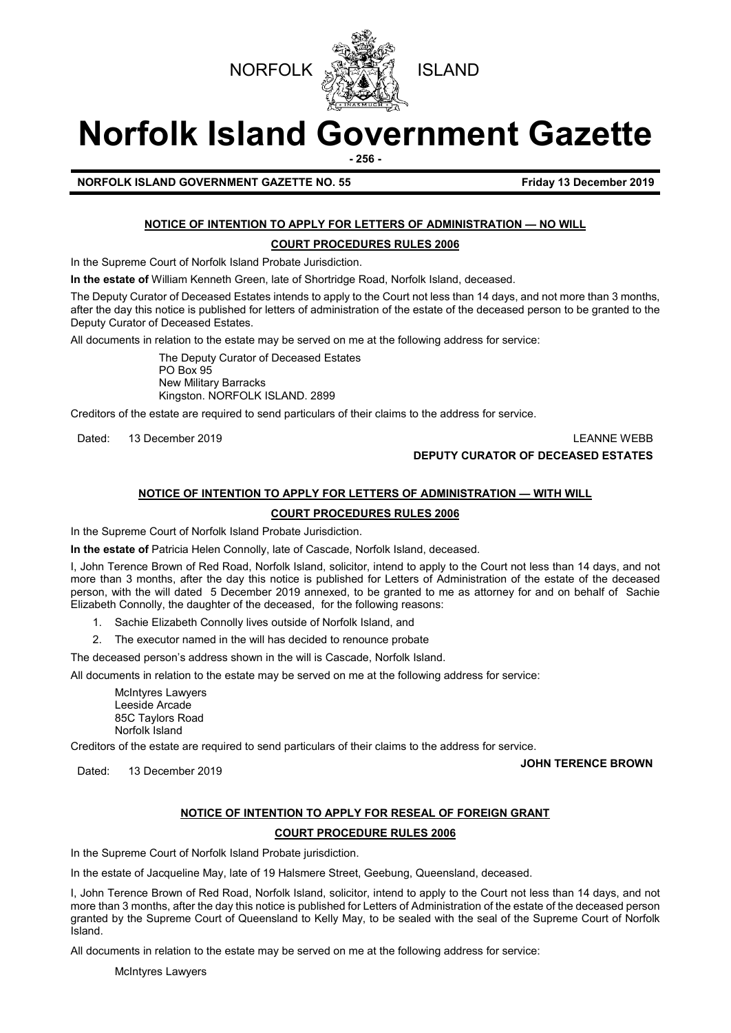NORFOLK ISLAND

# Norfolk Island Government Gazette

**NORFOLK ISLAND GOVERNMENT GAZETTE NO. 55** **Friday 13 December 2019**

## NOTICE OF INTENTION TO APPLY FOR LETTERS OF ADMINISTRATION — NO WILL

### COURT PROCEDURES RULES 2006

In the Supreme Court of Norfolk Island Probate Jurisdiction.

**In the estate of** William Kenneth Green, late of Shortridge Road, Norfolk Island, deceased.

The Deputy Curator of Deceased Estates intends to apply to the Court not less than 14 days, and not more than 3 months, after the day this notice is published for letters of administration of the estate of the deceased person to be granted to the Deputy Curator of Deceased Estates.

All documents in relation to the estate may be served on me at the following address for service:

The Deputy Curator of Deceased Estates
PO Box 95
New Military Barracks
Kingston. NORFOLK ISLAND. 2899

Creditors of the estate are required to send particulars of their claims to the address for service.

Dated: 13 December 2019

LEANNE WEBB
**DEPUTY CURATOR OF DECEASED ESTATES**

## NOTICE OF INTENTION TO APPLY FOR LETTERS OF ADMINISTRATION — WITH WILL

### COURT PROCEDURES RULES 2006

In the Supreme Court of Norfolk Island Probate Jurisdiction.

**In the estate of** Patricia Helen Connolly, late of Cascade, Norfolk Island, deceased.

I, John Terence Brown of Red Road, Norfolk Island, solicitor, intend to apply to the Court not less than 14 days, and not more than 3 months, after the day this notice is published for Letters of Administration of the estate of the deceased person, with the will dated 5 December 2019 annexed, to be granted to me as attorney for and on behalf of Sachie Elizabeth Connolly, the daughter of the deceased, for the following reasons:

1. Sachie Elizabeth Connolly lives outside of Norfolk Island, and
2. The executor named in the will has decided to renounce probate

The deceased person's address shown in the will is Cascade, Norfolk Island.

All documents in relation to the estate may be served on me at the following address for service:

McIntyres Lawyers
Leeside Arcade
85C Taylors Road
Norfolk Island

Creditors of the estate are required to send particulars of their claims to the address for service.

Dated: 13 December 2019

**JOHN TERENCE BROWN**

## NOTICE OF INTENTION TO APPLY FOR RESEAL OF FOREIGN GRANT

### COURT PROCEDURE RULES 2006

In the Supreme Court of Norfolk Island Probate jurisdiction.

In the estate of Jacqueline May, late of 19 Halsmere Street, Geebung, Queensland, deceased.

I, John Terence Brown of Red Road, Norfolk Island, solicitor, intend to apply to the Court not less than 14 days, and not more than 3 months, after the day this notice is published for Letters of Administration of the estate of the deceased person granted by the Supreme Court of Queensland to Kelly May, to be sealed with the seal of the Supreme Court of Norfolk Island.

All documents in relation to the estate may be served on me at the following address for service:

McIntyres Lawyers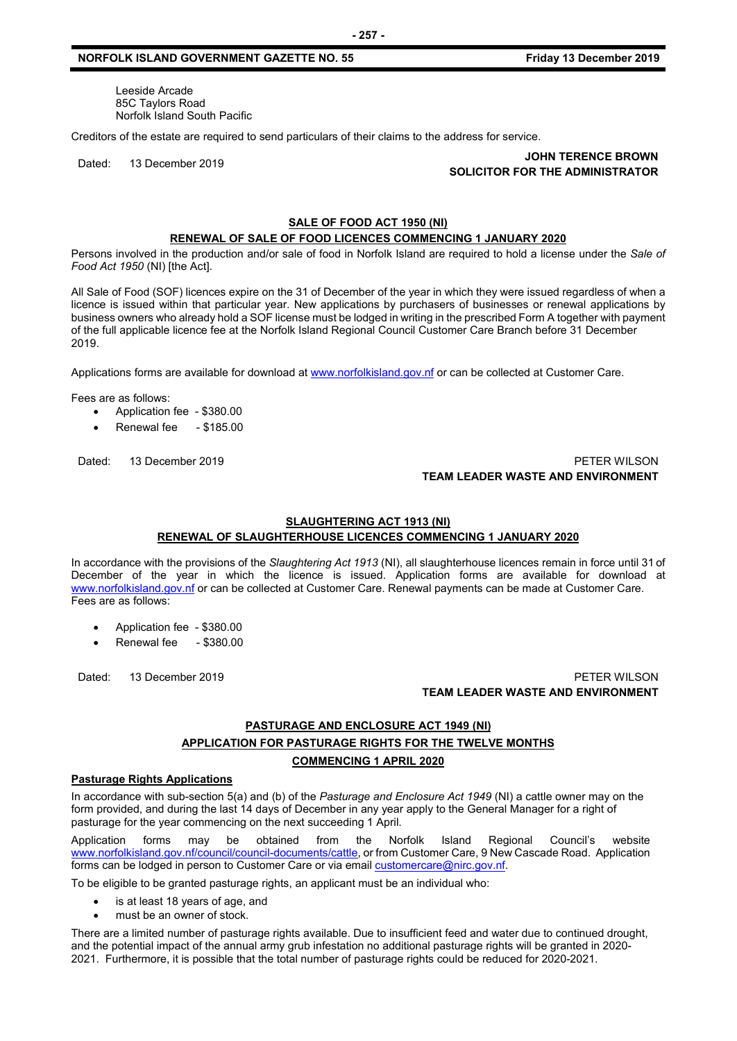Leeside Arcade
85C Taylors Road
Norfolk Island South Pacific

Creditors of the estate are required to send particulars of their claims to the address for service.

Dated: 13 December 2019

**JOHN TERENCE BROWN**
**SOLICITOR FOR THE ADMINISTRATOR**

## SALE OF FOOD ACT 1950 (NI)

### RENEWAL OF SALE OF FOOD LICENCES COMMENCING 1 JANUARY 2020

Persons involved in the production and/or sale of food in Norfolk Island are required to hold a license under the *Sale of Food Act 1950* (NI) [the Act].

All Sale of Food (SOF) licences expire on the 31 of December of the year in which they were issued regardless of when a licence is issued within that particular year. New applications by purchasers of businesses or renewal applications by business owners who already hold a SOF license must be lodged in writing in the prescribed Form A together with payment of the full applicable licence fee at the Norfolk Island Regional Council Customer Care Branch before 31 December 2019.

Applications forms are available for download at www.norfolkisland.gov.nf or can be collected at Customer Care.

Fees are as follows:

- Application fee - $380.00
- Renewal fee - $185.00

Dated: 13 December 2019

PETER WILSON
**TEAM LEADER WASTE AND ENVIRONMENT**

## SLAUGHTERING ACT 1913 (NI)

### RENEWAL OF SLAUGHTERHOUSE LICENCES COMMENCING 1 JANUARY 2020

In accordance with the provisions of the *Slaughtering Act 1913* (NI), all slaughterhouse licences remain in force until 31 of December of the year in which the licence is issued. Application forms are available for download at www.norfolkisland.gov.nf or can be collected at Customer Care. Renewal payments can be made at Customer Care. Fees are as follows:

- Application fee - $380.00
- Renewal fee - $380.00

Dated: 13 December 2019

PETER WILSON
**TEAM LEADER WASTE AND ENVIRONMENT**

## PASTURAGE AND ENCLOSURE ACT 1949 (NI)

### APPLICATION FOR PASTURAGE RIGHTS FOR THE TWELVE MONTHS COMMENCING 1 APRIL 2020

**Pasturage Rights Applications**

In accordance with sub-section 5(a) and (b) of the *Pasturage and Enclosure Act 1949* (NI) a cattle owner may on the form provided, and during the last 14 days of December in any year apply to the General Manager for a right of pasturage for the year commencing on the next succeeding 1 April.

Application forms may be obtained from the Norfolk Island Regional Council's website www.norfolkisland.gov.nf/council/council-documents/cattle, or from Customer Care, 9 New Cascade Road. Application forms can be lodged in person to Customer Care or via email customercare@nirc.gov.nf.

To be eligible to be granted pasturage rights, an applicant must be an individual who:

- is at least 18 years of age, and
- must be an owner of stock.

There are a limited number of pasturage rights available. Due to insufficient feed and water due to continued drought, and the potential impact of the annual army grub infestation no additional pasturage rights will be granted in 2020-2021. Furthermore, it is possible that the total number of pasturage rights could be reduced for 2020-2021.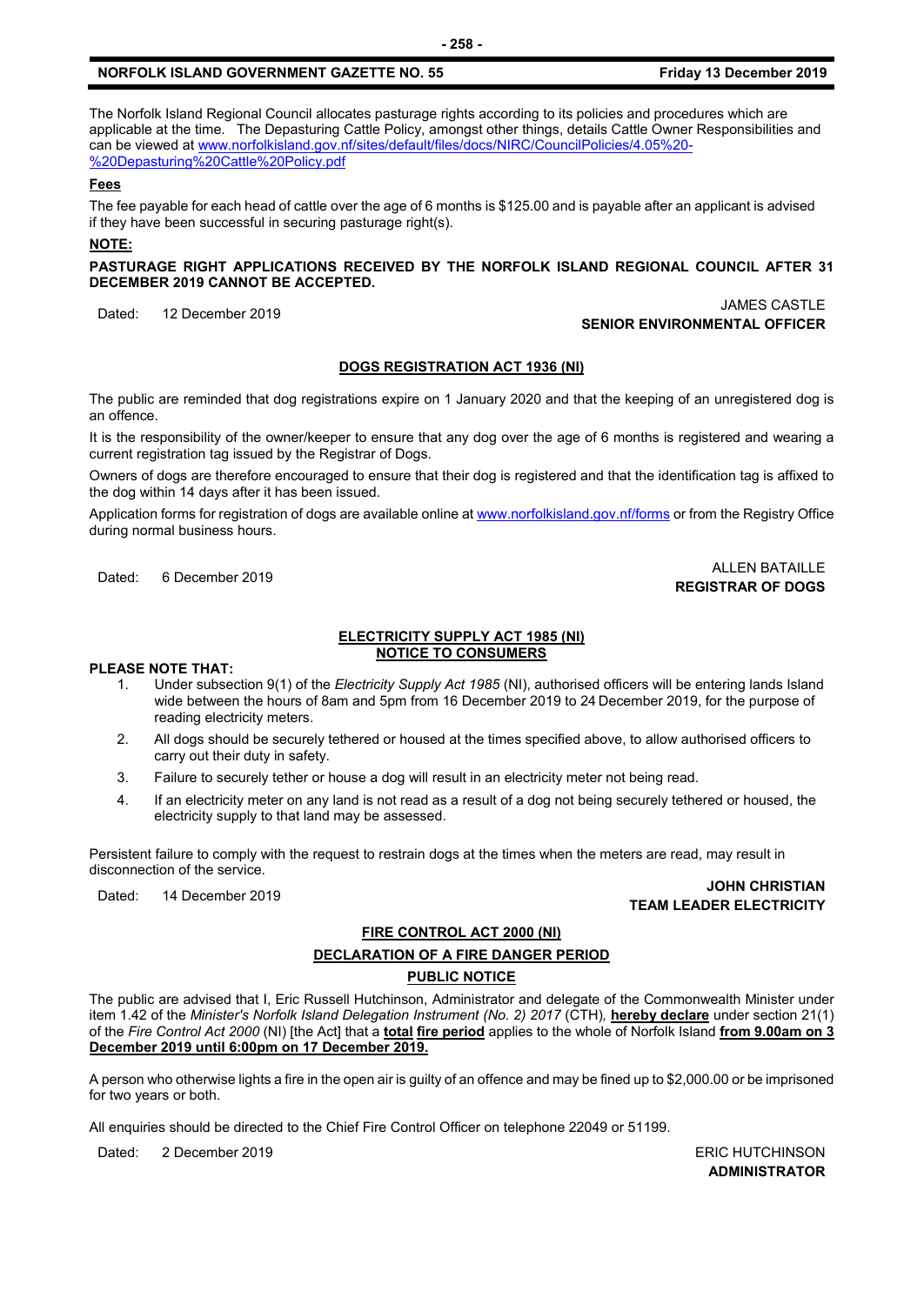The Norfolk Island Regional Council allocates pasturage rights according to its policies and procedures which are applicable at the time. The Depasturing Cattle Policy, amongst other things, details Cattle Owner Responsibilities and can be viewed at [www.norfolkisland.gov.nf/sites/default/files/docs/NIRC/CouncilPolicies/4.05%20-%20Depasturing%20Cattle%20Policy.pdf](www.norfolkisland.gov.nf/sites/default/files/docs/NIRC/CouncilPolicies/4.05%20-%20Depasturing%20Cattle%20Policy.pdf)

**Fees**

The fee payable for each head of cattle over the age of 6 months is $125.00 and is payable after an applicant is advised if they have been successful in securing pasturage right(s).

**NOTE:**

**PASTURAGE RIGHT APPLICATIONS RECEIVED BY THE NORFOLK ISLAND REGIONAL COUNCIL AFTER 31 DECEMBER 2019 CANNOT BE ACCEPTED.**

Dated: 12 December 2019

JAMES CASTLE
**SENIOR ENVIRONMENTAL OFFICER**

## DOGS REGISTRATION ACT 1936 (NI)

The public are reminded that dog registrations expire on 1 January 2020 and that the keeping of an unregistered dog is an offence.

It is the responsibility of the owner/keeper to ensure that any dog over the age of 6 months is registered and wearing a current registration tag issued by the Registrar of Dogs.

Owners of dogs are therefore encouraged to ensure that their dog is registered and that the identification tag is affixed to the dog within 14 days after it has been issued.

Application forms for registration of dogs are available online at [www.norfolkisland.gov.nf/forms](www.norfolkisland.gov.nf/forms) or from the Registry Office during normal business hours.

Dated: 6 December 2019

ALLEN BATAILLE
**REGISTRAR OF DOGS**

## ELECTRICITY SUPPLY ACT 1985 (NI)
## NOTICE TO CONSUMERS

**PLEASE NOTE THAT:**

1. Under subsection 9(1) of the *Electricity Supply Act 1985* (NI), authorised officers will be entering lands Island wide between the hours of 8am and 5pm from 16 December 2019 to 24 December 2019, for the purpose of reading electricity meters.
2. All dogs should be securely tethered or housed at the times specified above, to allow authorised officers to carry out their duty in safety.
3. Failure to securely tether or house a dog will result in an electricity meter not being read.
4. If an electricity meter on any land is not read as a result of a dog not being securely tethered or housed, the electricity supply to that land may be assessed.

Persistent failure to comply with the request to restrain dogs at the times when the meters are read, may result in disconnection of the service.

Dated: 14 December 2019

**JOHN CHRISTIAN**
**TEAM LEADER ELECTRICITY**

## FIRE CONTROL ACT 2000 (NI)
## DECLARATION OF A FIRE DANGER PERIOD
## PUBLIC NOTICE

The public are advised that I, Eric Russell Hutchinson, Administrator and delegate of the Commonwealth Minister under item 1.42 of the *Minister's Norfolk Island Delegation Instrument (No. 2) 2017* (CTH), **hereby declare** under section 21(1) of the *Fire Control Act 2000* (NI) [the Act] that a **total fire period** applies to the whole of Norfolk Island **from 9.00am on 3 December 2019 until 6:00pm on 17 December 2019.**

A person who otherwise lights a fire in the open air is guilty of an offence and may be fined up to $2,000.00 or be imprisoned for two years or both.

All enquiries should be directed to the Chief Fire Control Officer on telephone 22049 or 51199.

Dated: 2 December 2019

ERIC HUTCHINSON
**ADMINISTRATOR**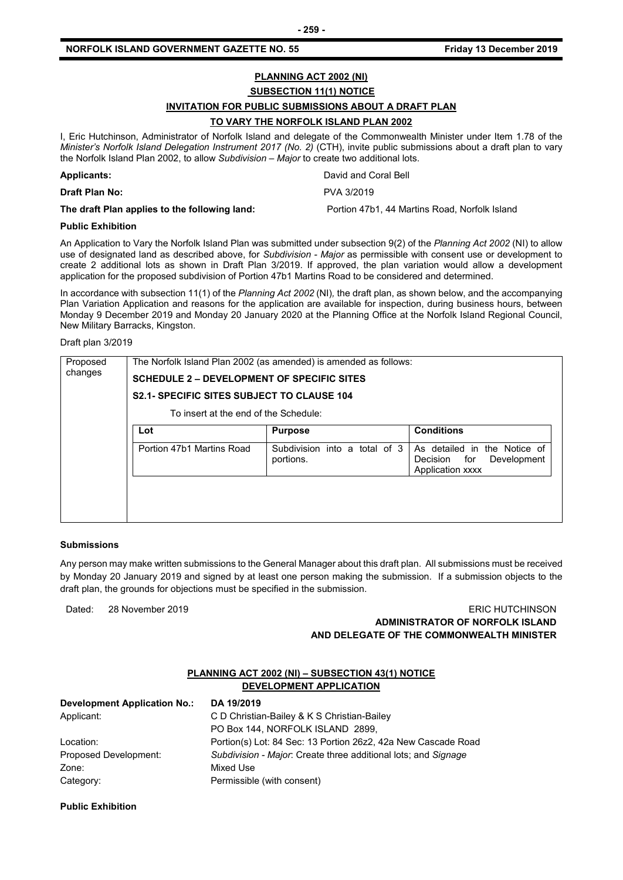## PLANNING ACT 2002 (NI)

### SUBSECTION 11(1) NOTICE

### INVITATION FOR PUBLIC SUBMISSIONS ABOUT A DRAFT PLAN TO VARY THE NORFOLK ISLAND PLAN 2002

I, Eric Hutchinson, Administrator of Norfolk Island and delegate of the Commonwealth Minister under Item 1.78 of the *Minister's Norfolk Island Delegation Instrument 2017 (No. 2)* (CTH), invite public submissions about a draft plan to vary the Norfolk Island Plan 2002, to allow *Subdivision – Major* to create two additional lots.

**Applicants:** David and Coral Bell

**Draft Plan No:** PVA 3/2019

**The draft Plan applies to the following land:** Portion 47b1, 44 Martins Road, Norfolk Island

**Public Exhibition**

An Application to Vary the Norfolk Island Plan was submitted under subsection 9(2) of the *Planning Act 2002* (NI) to allow use of designated land as described above, for *Subdivision - Major* as permissible with consent use or development to create 2 additional lots as shown in Draft Plan 3/2019. If approved, the plan variation would allow a development application for the proposed subdivision of Portion 47b1 Martins Road to be considered and determined.

In accordance with subsection 11(1) of the *Planning Act 2002* (NI), the draft plan, as shown below, and the accompanying Plan Variation Application and reasons for the application are available for inspection, during business hours, between Monday 9 December 2019 and Monday 20 January 2020 at the Planning Office at the Norfolk Island Regional Council, New Military Barracks, Kingston.

Draft plan 3/2019

Proposed changes

The Norfolk Island Plan 2002 (as amended) is amended as follows:

**SCHEDULE 2 – DEVELOPMENT OF SPECIFIC SITES**

**S2.1- SPECIFIC SITES SUBJECT TO CLAUSE 104**

To insert at the end of the Schedule:

| Lot | Purpose | Conditions |
|---|---|---|
| Portion 47b1 Martins Road | Subdivision into a total of 3 portions. | As detailed in the Notice of Decision for Development Application xxxx |

**Submissions**

Any person may make written submissions to the General Manager about this draft plan. All submissions must be received by Monday 20 January 2019 and signed by at least one person making the submission. If a submission objects to the draft plan, the grounds for objections must be specified in the submission.

Dated: 28 November 2019

ERIC HUTCHINSON
**ADMINISTRATOR OF NORFOLK ISLAND AND DELEGATE OF THE COMMONWEALTH MINISTER**

## PLANNING ACT 2002 (NI) – SUBSECTION 43(1) NOTICE

### DEVELOPMENT APPLICATION

| | |
|---|---|
| **Development Application No.:** | **DA 19/2019** |
| Applicant: | C D Christian-Bailey & K S Christian-Bailey<br>PO Box 144, NORFOLK ISLAND 2899, |
| Location: | Portion(s) Lot: 84 Sec: 13 Portion 26z2, 42a New Cascade Road |
| Proposed Development: | *Subdivision - Major*: Create three additional lots; and *Signage* |
| Zone: | Mixed Use |
| Category: | Permissible (with consent) |

**Public Exhibition**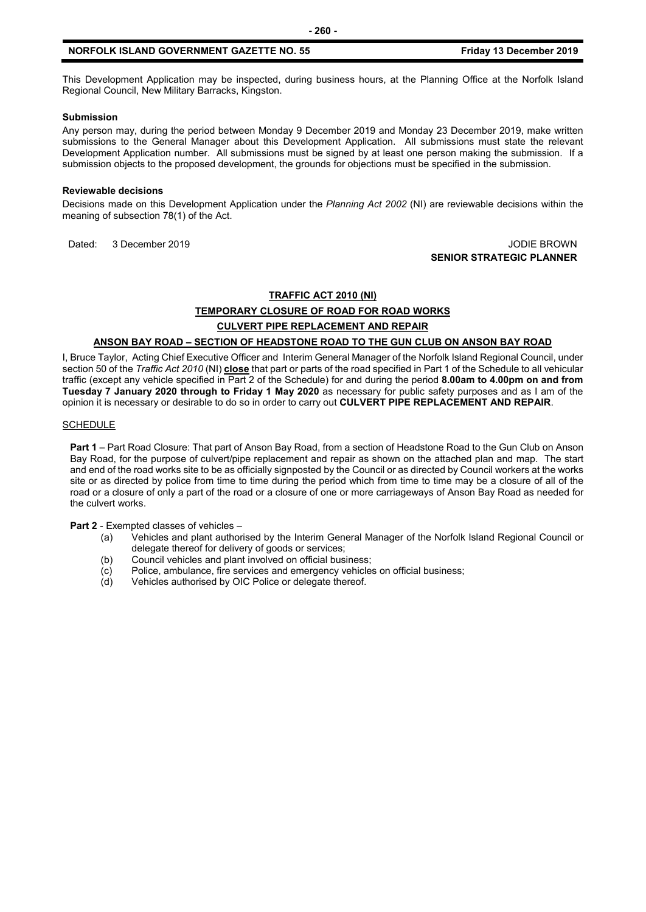This Development Application may be inspected, during business hours, at the Planning Office at the Norfolk Island Regional Council, New Military Barracks, Kingston.

#### Submission

Any person may, during the period between Monday 9 December 2019 and Monday 23 December 2019, make written submissions to the General Manager about this Development Application. All submissions must state the relevant Development Application number. All submissions must be signed by at least one person making the submission. If a submission objects to the proposed development, the grounds for objections must be specified in the submission.

#### Reviewable decisions

Decisions made on this Development Application under the *Planning Act 2002* (NI) are reviewable decisions within the meaning of subsection 78(1) of the Act.

Dated: 3 December 2019

JODIE BROWN
**SENIOR STRATEGIC PLANNER**

## TRAFFIC ACT 2010 (NI)

## TEMPORARY CLOSURE OF ROAD FOR ROAD WORKS

## CULVERT PIPE REPLACEMENT AND REPAIR

## ANSON BAY ROAD – SECTION OF HEADSTONE ROAD TO THE GUN CLUB ON ANSON BAY ROAD

I, Bruce Taylor, Acting Chief Executive Officer and Interim General Manager of the Norfolk Island Regional Council, under section 50 of the *Traffic Act 2010* (NI) **close** that part or parts of the road specified in Part 1 of the Schedule to all vehicular traffic (except any vehicle specified in Part 2 of the Schedule) for and during the period **8.00am to 4.00pm on and from Tuesday 7 January 2020 through to Friday 1 May 2020** as necessary for public safety purposes and as I am of the opinion it is necessary or desirable to do so in order to carry out **CULVERT PIPE REPLACEMENT AND REPAIR**.

SCHEDULE

**Part 1** – Part Road Closure: That part of Anson Bay Road, from a section of Headstone Road to the Gun Club on Anson Bay Road, for the purpose of culvert/pipe replacement and repair as shown on the attached plan and map. The start and end of the road works site to be as officially signposted by the Council or as directed by Council workers at the works site or as directed by police from time to time during the period which from time to time may be a closure of all of the road or a closure of only a part of the road or a closure of one or more carriageways of Anson Bay Road as needed for the culvert works.

**Part 2** - Exempted classes of vehicles –

- (a) Vehicles and plant authorised by the Interim General Manager of the Norfolk Island Regional Council or delegate thereof for delivery of goods or services;
- (b) Council vehicles and plant involved on official business;
- (c) Police, ambulance, fire services and emergency vehicles on official business;
- (d) Vehicles authorised by OIC Police or delegate thereof.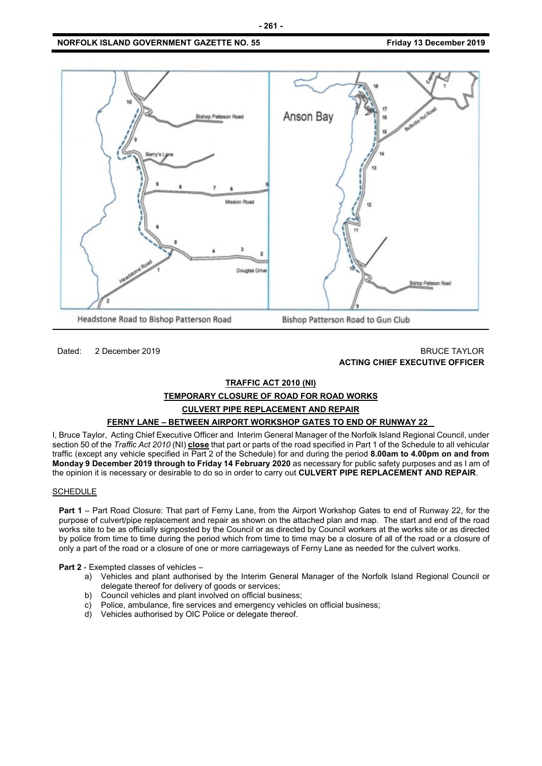Headstone Road to Bishop Patterson Road

Bishop Patterson Road to Gun Club

Dated: 2 December 2019

BRUCE TAYLOR
**ACTING CHIEF EXECUTIVE OFFICER**

## TRAFFIC ACT 2010 (NI)

## TEMPORARY CLOSURE OF ROAD FOR ROAD WORKS

## CULVERT PIPE REPLACEMENT AND REPAIR

## FERNY LANE – BETWEEN AIRPORT WORKSHOP GATES TO END OF RUNWAY 22

I, Bruce Taylor, Acting Chief Executive Officer and Interim General Manager of the Norfolk Island Regional Council, under section 50 of the *Traffic Act 2010* (NI) **close** that part or parts of the road specified in Part 1 of the Schedule to all vehicular traffic (except any vehicle specified in Part 2 of the Schedule) for and during the period **8.00am to 4.00pm on and from Monday 9 December 2019 through to Friday 14 February 2020** as necessary for public safety purposes and as I am of the opinion it is necessary or desirable to do so in order to carry out **CULVERT PIPE REPLACEMENT AND REPAIR**.

SCHEDULE

**Part 1** – Part Road Closure: That part of Ferny Lane, from the Airport Workshop Gates to end of Runway 22, for the purpose of culvert/pipe replacement and repair as shown on the attached plan and map. The start and end of the road works site to be as officially signposted by the Council or as directed by Council workers at the works site or as directed by police from time to time during the period which from time to time may be a closure of all of the road or a closure of only a part of the road or a closure of one or more carriageways of Ferny Lane as needed for the culvert works.

**Part 2** - Exempted classes of vehicles –

a) Vehicles and plant authorised by the Interim General Manager of the Norfolk Island Regional Council or delegate thereof for delivery of goods or services;
b) Council vehicles and plant involved on official business;
c) Police, ambulance, fire services and emergency vehicles on official business;
d) Vehicles authorised by OIC Police or delegate thereof.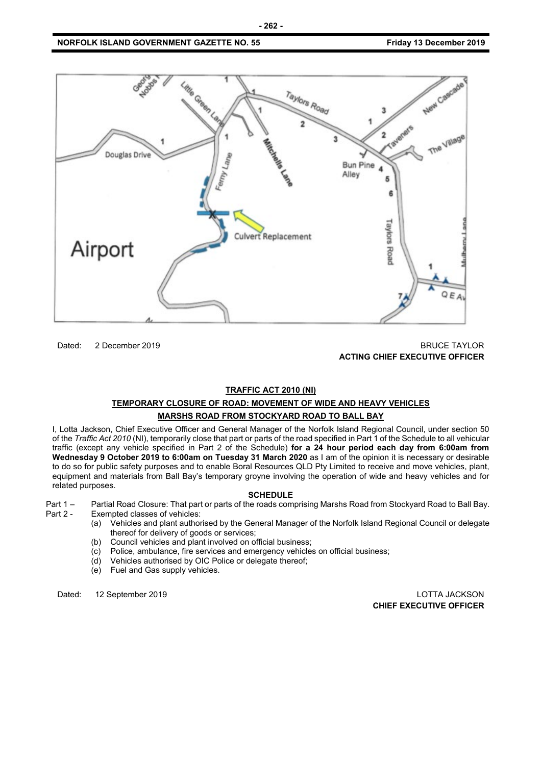Dated: 2 December 2019

BRUCE TAYLOR
**ACTING CHIEF EXECUTIVE OFFICER**

**TRAFFIC ACT 2010 (NI)**

**TEMPORARY CLOSURE OF ROAD: MOVEMENT OF WIDE AND HEAVY VEHICLES**

**MARSHS ROAD FROM STOCKYARD ROAD TO BALL BAY**

I, Lotta Jackson, Chief Executive Officer and General Manager of the Norfolk Island Regional Council, under section 50 of the *Traffic Act 2010* (NI), temporarily close that part or parts of the road specified in Part 1 of the Schedule to all vehicular traffic (except any vehicle specified in Part 2 of the Schedule) **for a 24 hour period each day from 6:00am from Wednesday 9 October 2019 to 6:00am on Tuesday 31 March 2020** as I am of the opinion it is necessary or desirable to do so for public safety purposes and to enable Boral Resources QLD Pty Limited to receive and move vehicles, plant, equipment and materials from Ball Bay's temporary groyne involving the operation of wide and heavy vehicles and for related purposes.

**SCHEDULE**

Part 1 – Partial Road Closure: That part or parts of the roads comprising Marshs Road from Stockyard Road to Ball Bay.

Part 2 - Exempted classes of vehicles:

(a) Vehicles and plant authorised by the General Manager of the Norfolk Island Regional Council or delegate thereof for delivery of goods or services;
(b) Council vehicles and plant involved on official business;
(c) Police, ambulance, fire services and emergency vehicles on official business;
(d) Vehicles authorised by OIC Police or delegate thereof;
(e) Fuel and Gas supply vehicles.

Dated: 12 September 2019

LOTTA JACKSON
**CHIEF EXECUTIVE OFFICER**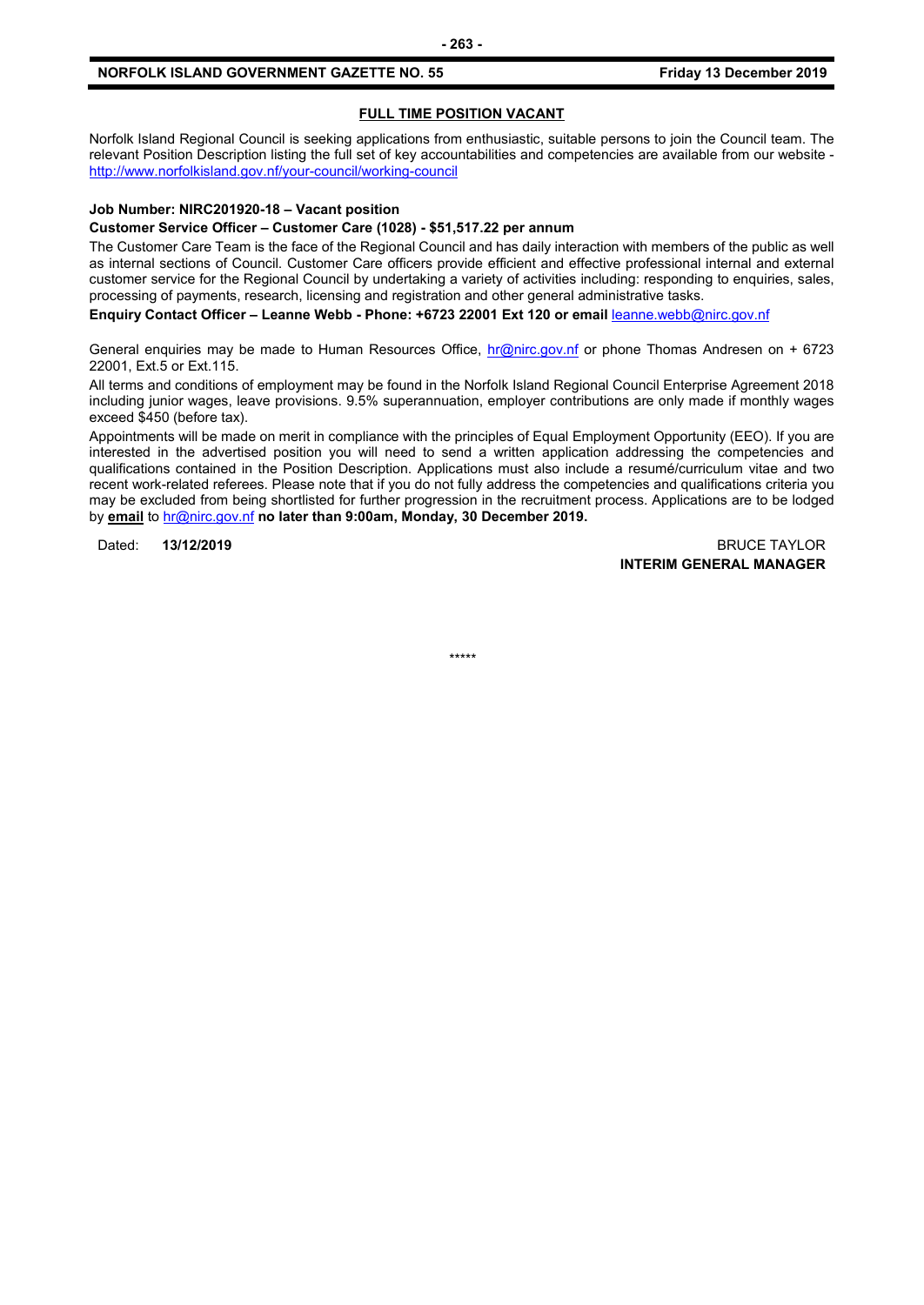## FULL TIME POSITION VACANT

Norfolk Island Regional Council is seeking applications from enthusiastic, suitable persons to join the Council team. The relevant Position Description listing the full set of key accountabilities and competencies are available from our website - http://www.norfolkisland.gov.nf/your-council/working-council

**Job Number: NIRC201920-18 – Vacant position**

**Customer Service Officer – Customer Care (1028) - $51,517.22 per annum**

The Customer Care Team is the face of the Regional Council and has daily interaction with members of the public as well as internal sections of Council. Customer Care officers provide efficient and effective professional internal and external customer service for the Regional Council by undertaking a variety of activities including: responding to enquiries, sales, processing of payments, research, licensing and registration and other general administrative tasks.

**Enquiry Contact Officer – Leanne Webb - Phone: +6723 22001 Ext 120 or email** leanne.webb@nirc.gov.nf

General enquiries may be made to Human Resources Office, hr@nirc.gov.nf or phone Thomas Andresen on + 6723 22001, Ext.5 or Ext.115.

All terms and conditions of employment may be found in the Norfolk Island Regional Council Enterprise Agreement 2018 including junior wages, leave provisions. 9.5% superannuation, employer contributions are only made if monthly wages exceed $450 (before tax).

Appointments will be made on merit in compliance with the principles of Equal Employment Opportunity (EEO). If you are interested in the advertised position you will need to send a written application addressing the competencies and qualifications contained in the Position Description. Applications must also include a resumé/curriculum vitae and two recent work-related referees. Please note that if you do not fully address the competencies and qualifications criteria you may be excluded from being shortlisted for further progression in the recruitment process. Applications are to be lodged by **email** to hr@nirc.gov.nf **no later than 9:00am, Monday, 30 December 2019.**

Dated: **13/12/2019**

BRUCE TAYLOR
**INTERIM GENERAL MANAGER**

*****